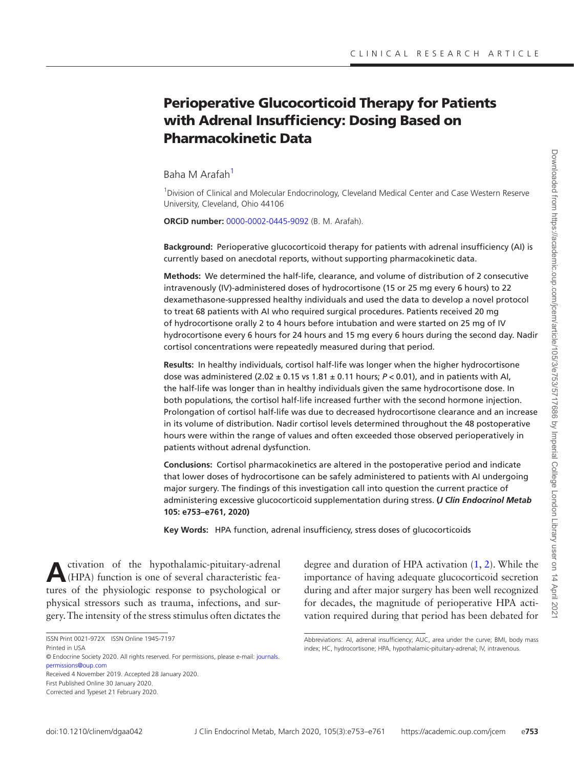CLINICAL RESEARCH ARTICLE

# Perioperative Glucocorticoid Therapy for Patients with Adrenal Insufficiency: Dosing Based on Pharmacokinetic Data

Baha M Arafah[1]

[1]Division of Clinical and Molecular Endocrinology, Cleveland Medical Center and Case Western Reserve University, Cleveland, Ohio 44106

**ORCiD number:** 0000-0002-0445-9092 (B. M. Arafah).

**Background:** Perioperative glucocorticoid therapy for patients with adrenal insufficiency (AI) is currently based on anecdotal reports, without supporting pharmacokinetic data.

**Methods:** We determined the half-life, clearance, and volume of distribution of 2 consecutive intravenously (IV)-administered doses of hydrocortisone (15 or 25 mg every 6 hours) to 22 dexamethasone-suppressed healthy individuals and used the data to develop a novel protocol to treat 68 patients with AI who required surgical procedures. Patients received 20 mg of hydrocortisone orally 2 to 4 hours before intubation and were started on 25 mg of IV hydrocortisone every 6 hours for 24 hours and 15 mg every 6 hours during the second day. Nadir cortisol concentrations were repeatedly measured during that period.

**Results:** In healthy individuals, cortisol half-life was longer when the higher hydrocortisone dose was administered (2.02 ± 0.15 vs 1.81 ± 0.11 hours; $P < 0.01$), and in patients with AI, the half-life was longer than in healthy individuals given the same hydrocortisone dose. In both populations, the cortisol half-life increased further with the second hormone injection. Prolongation of cortisol half-life was due to decreased hydrocortisone clearance and an increase in its volume of distribution. Nadir cortisol levels determined throughout the 48 postoperative hours were within the range of values and often exceeded those observed perioperatively in patients without adrenal dysfunction.

**Conclusions:** Cortisol pharmacokinetics are altered in the postoperative period and indicate that lower doses of hydrocortisone can be safely administered to patients with AI undergoing major surgery. The findings of this investigation call into question the current practice of administering excessive glucocorticoid supplementation during stress. (***J Clin Endocrinol Metab* 105: e753–e761, 2020**)

**Key Words:** HPA function, adrenal insufficiency, stress doses of glucocorticoids

Activation of the hypothalamic-pituitary-adrenal (HPA) function is one of several characteristic features of the physiologic response to psychological or physical stressors such as trauma, infections, and surgery. The intensity of the stress stimulus often dictates the degree and duration of HPA activation (1, 2). While the importance of having adequate glucocorticoid secretion during and after major surgery has been well recognized for decades, the magnitude of perioperative HPA activation required during that period has been debated for

ISSN Print 0021-972X ISSN Online 1945-7197
Printed in USA
© Endocrine Society 2020. All rights reserved. For permissions, please e-mail: journals.permissions@oup.com
Received 4 November 2019. Accepted 28 January 2020.
First Published Online 30 January 2020.
Corrected and Typeset 21 February 2020.

Abbreviations: AI, adrenal insufficiency; AUC, area under the curve; BMI, body mass index; HC, hydrocortisone; HPA, hypothalamic-pituitary-adrenal; IV, intravenous.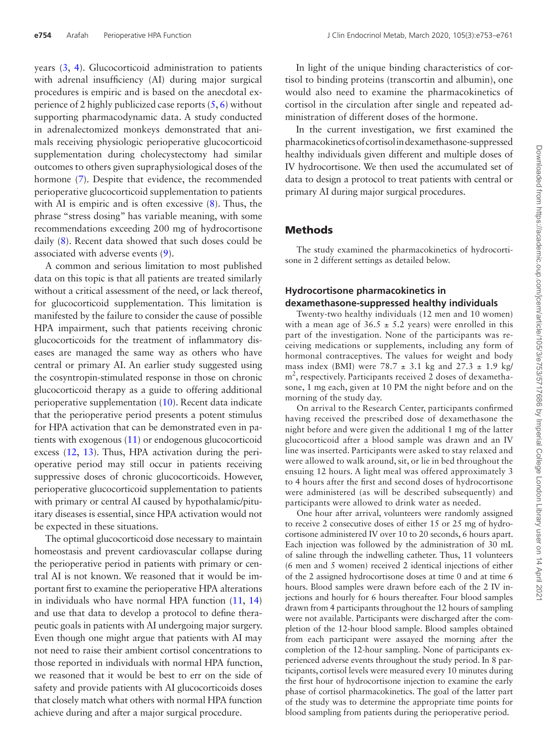years (3, 4). Glucocorticoid administration to patients with adrenal insufficiency (AI) during major surgical procedures is empiric and is based on the anecdotal experience of 2 highly publicized case reports (5, 6) without supporting pharmacodynamic data. A study conducted in adrenalectomized monkeys demonstrated that animals receiving physiologic perioperative glucocorticoid supplementation during cholecystectomy had similar outcomes to others given supraphysiological doses of the hormone (7). Despite that evidence, the recommended perioperative glucocorticoid supplementation to patients with AI is empiric and is often excessive (8). Thus, the phrase "stress dosing" has variable meaning, with some recommendations exceeding 200 mg of hydrocortisone daily (8). Recent data showed that such doses could be associated with adverse events (9).

A common and serious limitation to most published data on this topic is that all patients are treated similarly without a critical assessment of the need, or lack thereof, for glucocorticoid supplementation. This limitation is manifested by the failure to consider the cause of possible HPA impairment, such that patients receiving chronic glucocorticoids for the treatment of inflammatory diseases are managed the same way as others who have central or primary AI. An earlier study suggested using the cosyntropin-stimulated response in those on chronic glucocorticoid therapy as a guide to offering additional perioperative supplementation (10). Recent data indicate that the perioperative period presents a potent stimulus for HPA activation that can be demonstrated even in patients with exogenous (11) or endogenous glucocorticoid excess (12, 13). Thus, HPA activation during the perioperative period may still occur in patients receiving suppressive doses of chronic glucocorticoids. However, perioperative glucocorticoid supplementation to patients with primary or central AI caused by hypothalamic/pituitary diseases is essential, since HPA activation would not be expected in these situations.

The optimal glucocorticoid dose necessary to maintain homeostasis and prevent cardiovascular collapse during the perioperative period in patients with primary or central AI is not known. We reasoned that it would be important first to examine the perioperative HPA alterations in individuals who have normal HPA function (11, 14) and use that data to develop a protocol to define therapeutic goals in patients with AI undergoing major surgery. Even though one might argue that patients with AI may not need to raise their ambient cortisol concentrations to those reported in individuals with normal HPA function, we reasoned that it would be best to err on the side of safety and provide patients with AI glucocorticoids doses that closely match what others with normal HPA function achieve during and after a major surgical procedure.

In light of the unique binding characteristics of cortisol to binding proteins (transcortin and albumin), one would also need to examine the pharmacokinetics of cortisol in the circulation after single and repeated administration of different doses of the hormone.

In the current investigation, we first examined the pharmacokinetics of cortisol in dexamethasone-suppressed healthy individuals given different and multiple doses of IV hydrocortisone. We then used the accumulated set of data to design a protocol to treat patients with central or primary AI during major surgical procedures.

## Methods

The study examined the pharmacokinetics of hydrocortisone in 2 different settings as detailed below.

### Hydrocortisone pharmacokinetics in dexamethasone-suppressed healthy individuals

Twenty-two healthy individuals (12 men and 10 women) with a mean age of 36.5 ± 5.2 years) were enrolled in this part of the investigation. None of the participants was receiving medications or supplements, including any form of hormonal contraceptives. The values for weight and body mass index (BMI) were 78.7 ± 3.1 kg and 27.3 ± 1.9 kg/m$^2$, respectively. Participants received 2 doses of dexamethasone, 1 mg each, given at 10 PM the night before and on the morning of the study day.

On arrival to the Research Center, participants confirmed having received the prescribed dose of dexamethasone the night before and were given the additional 1 mg of the latter glucocorticoid after a blood sample was drawn and an IV line was inserted. Participants were asked to stay relaxed and were allowed to walk around, sit, or lie in bed throughout the ensuing 12 hours. A light meal was offered approximately 3 to 4 hours after the first and second doses of hydrocortisone were administered (as will be described subsequently) and participants were allowed to drink water as needed.

One hour after arrival, volunteers were randomly assigned to receive 2 consecutive doses of either 15 or 25 mg of hydrocortisone administered IV over 10 to 20 seconds, 6 hours apart. Each injection was followed by the administration of 30 mL of saline through the indwelling catheter. Thus, 11 volunteers (6 men and 5 women) received 2 identical injections of either of the 2 assigned hydrocortisone doses at time 0 and at time 6 hours. Blood samples were drawn before each of the 2 IV injections and hourly for 6 hours thereafter. Four blood samples drawn from 4 participants throughout the 12 hours of sampling were not available. Participants were discharged after the completion of the 12-hour blood sample. Blood samples obtained from each participant were assayed the morning after the completion of the 12-hour sampling. None of participants experienced adverse events throughout the study period. In 8 participants, cortisol levels were measured every 10 minutes during the first hour of hydrocortisone injection to examine the early phase of cortisol pharmacokinetics. The goal of the latter part of the study was to determine the appropriate time points for blood sampling from patients during the perioperative period.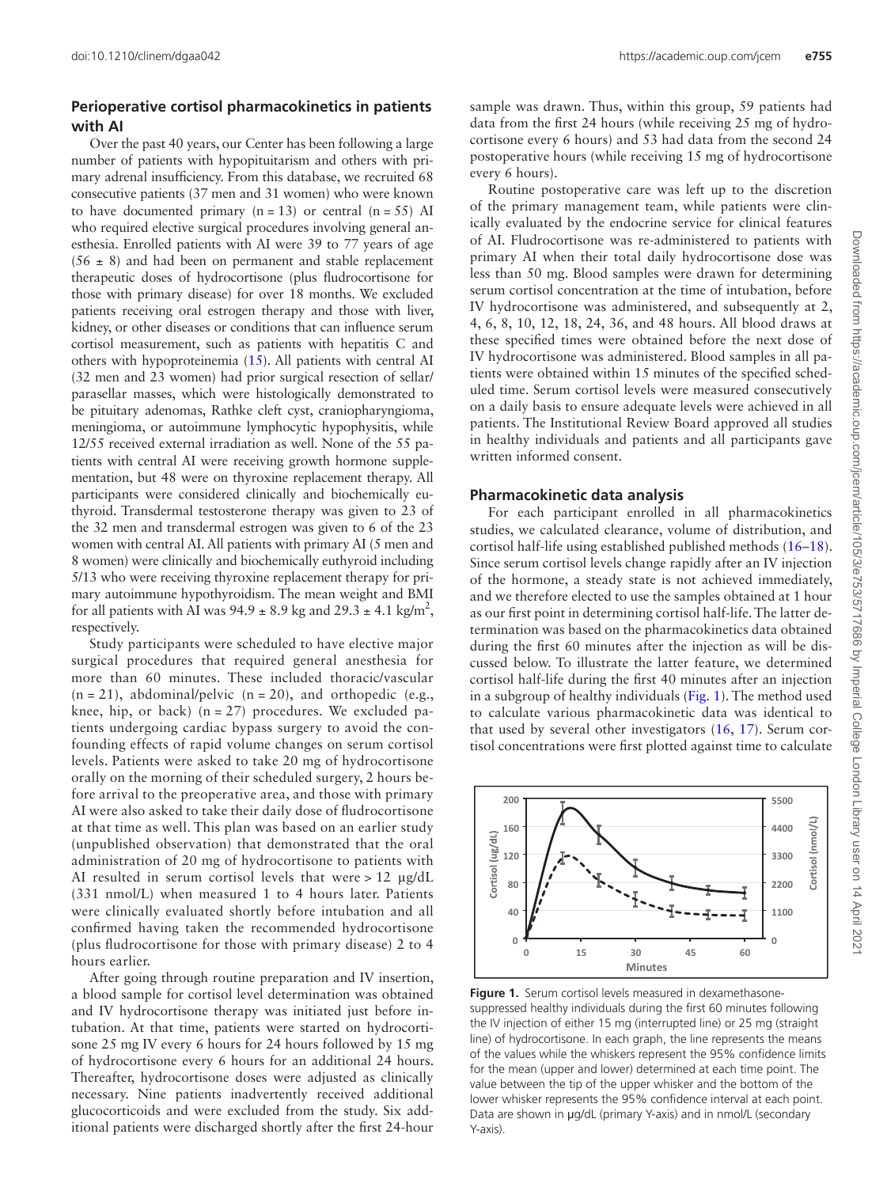## Perioperative cortisol pharmacokinetics in patients with AI

Over the past 40 years, our Center has been following a large number of patients with hypopituitarism and others with primary adrenal insufficiency. From this database, we recruited 68 consecutive patients (37 men and 31 women) who were known to have documented primary (n = 13) or central (n = 55) AI who required elective surgical procedures involving general anesthesia. Enrolled patients with AI were 39 to 77 years of age (56 ± 8) and had been on permanent and stable replacement therapeutic doses of hydrocortisone (plus fludrocortisone for those with primary disease) for over 18 months. We excluded patients receiving oral estrogen therapy and those with liver, kidney, or other diseases or conditions that can influence serum cortisol measurement, such as patients with hepatitis C and others with hypoproteinemia (15). All patients with central AI (32 men and 23 women) had prior surgical resection of sellar/parasellar masses, which were histologically demonstrated to be pituitary adenomas, Rathke cleft cyst, craniopharyngioma, meningioma, or autoimmune lymphocytic hypophysitis, while 12/55 received external irradiation as well. None of the 55 patients with central AI were receiving growth hormone supplementation, but 48 were on thyroxine replacement therapy. All participants were considered clinically and biochemically euthyroid. Transdermal testosterone therapy was given to 23 of the 32 men and transdermal estrogen was given to 6 of the 23 women with central AI. All patients with primary AI (5 men and 8 women) were clinically and biochemically euthyroid including 5/13 who were receiving thyroxine replacement therapy for primary autoimmune hypothyroidism. The mean weight and BMI for all patients with AI was 94.9 ± 8.9 kg and 29.3 ± 4.1 kg/m$^2$, respectively.

Study participants were scheduled to have elective major surgical procedures that required general anesthesia for more than 60 minutes. These included thoracic/vascular (n = 21), abdominal/pelvic (n = 20), and orthopedic (e.g., knee, hip, or back) (n = 27) procedures. We excluded patients undergoing cardiac bypass surgery to avoid the confounding effects of rapid volume changes on serum cortisol levels. Patients were asked to take 20 mg of hydrocortisone orally on the morning of their scheduled surgery, 2 hours before arrival to the preoperative area, and those with primary AI were also asked to take their daily dose of fludrocortisone at that time as well. This plan was based on an earlier study (unpublished observation) that demonstrated that the oral administration of 20 mg of hydrocortisone to patients with AI resulted in serum cortisol levels that were > 12 µg/dL (331 nmol/L) when measured 1 to 4 hours later. Patients were clinically evaluated shortly before intubation and all confirmed having taken the recommended hydrocortisone (plus fludrocortisone for those with primary disease) 2 to 4 hours earlier.

After going through routine preparation and IV insertion, a blood sample for cortisol level determination was obtained and IV hydrocortisone therapy was initiated just before intubation. At that time, patients were started on hydrocortisone 25 mg IV every 6 hours for 24 hours followed by 15 mg of hydrocortisone every 6 hours for an additional 24 hours. Thereafter, hydrocortisone doses were adjusted as clinically necessary. Nine patients inadvertently received additional glucocorticoids and were excluded from the study. Six additional patients were discharged shortly after the first 24-hour sample was drawn. Thus, within this group, 59 patients had data from the first 24 hours (while receiving 25 mg of hydrocortisone every 6 hours) and 53 had data from the second 24 postoperative hours (while receiving 15 mg of hydrocortisone every 6 hours).

Routine postoperative care was left up to the discretion of the primary management team, while patients were clinically evaluated by the endocrine service for clinical features of AI. Fludrocortisone was re-administered to patients with primary AI when their total daily hydrocortisone dose was less than 50 mg. Blood samples were drawn for determining serum cortisol concentration at the time of intubation, before IV hydrocortisone was administered, and subsequently at 2, 4, 6, 8, 10, 12, 18, 24, 36, and 48 hours. All blood draws at these specified times were obtained before the next dose of IV hydrocortisone was administered. Blood samples in all patients were obtained within 15 minutes of the specified scheduled time. Serum cortisol levels were measured consecutively on a daily basis to ensure adequate levels were achieved in all patients. The Institutional Review Board approved all studies in healthy individuals and patients and all participants gave written informed consent.

## Pharmacokinetic data analysis

For each participant enrolled in all pharmacokinetics studies, we calculated clearance, volume of distribution, and cortisol half-life using established published methods (16–18). Since serum cortisol levels change rapidly after an IV injection of the hormone, a steady state is not achieved immediately, and we therefore elected to use the samples obtained at 1 hour as our first point in determining cortisol half-life. The latter determination was based on the pharmacokinetics data obtained during the first 60 minutes after the injection as will be discussed below. To illustrate the latter feature, we determined cortisol half-life during the first 40 minutes after an injection in a subgroup of healthy individuals (Fig. 1). The method used to calculate various pharmacokinetic data was identical to that used by several other investigators (16, 17). Serum cortisol concentrations were first plotted against time to calculate

**Figure 1.** Serum cortisol levels measured in dexamethasone-suppressed healthy individuals during the first 60 minutes following the IV injection of either 15 mg (interrupted line) or 25 mg (straight line) of hydrocortisone. In each graph, the line represents the means of the values while the whiskers represent the 95% confidence limits for the mean (upper and lower) determined at each time point. The value between the tip of the upper whisker and the bottom of the lower whisker represents the 95% confidence interval at each point. Data are shown in µg/dL (primary Y-axis) and in nmol/L (secondary Y-axis).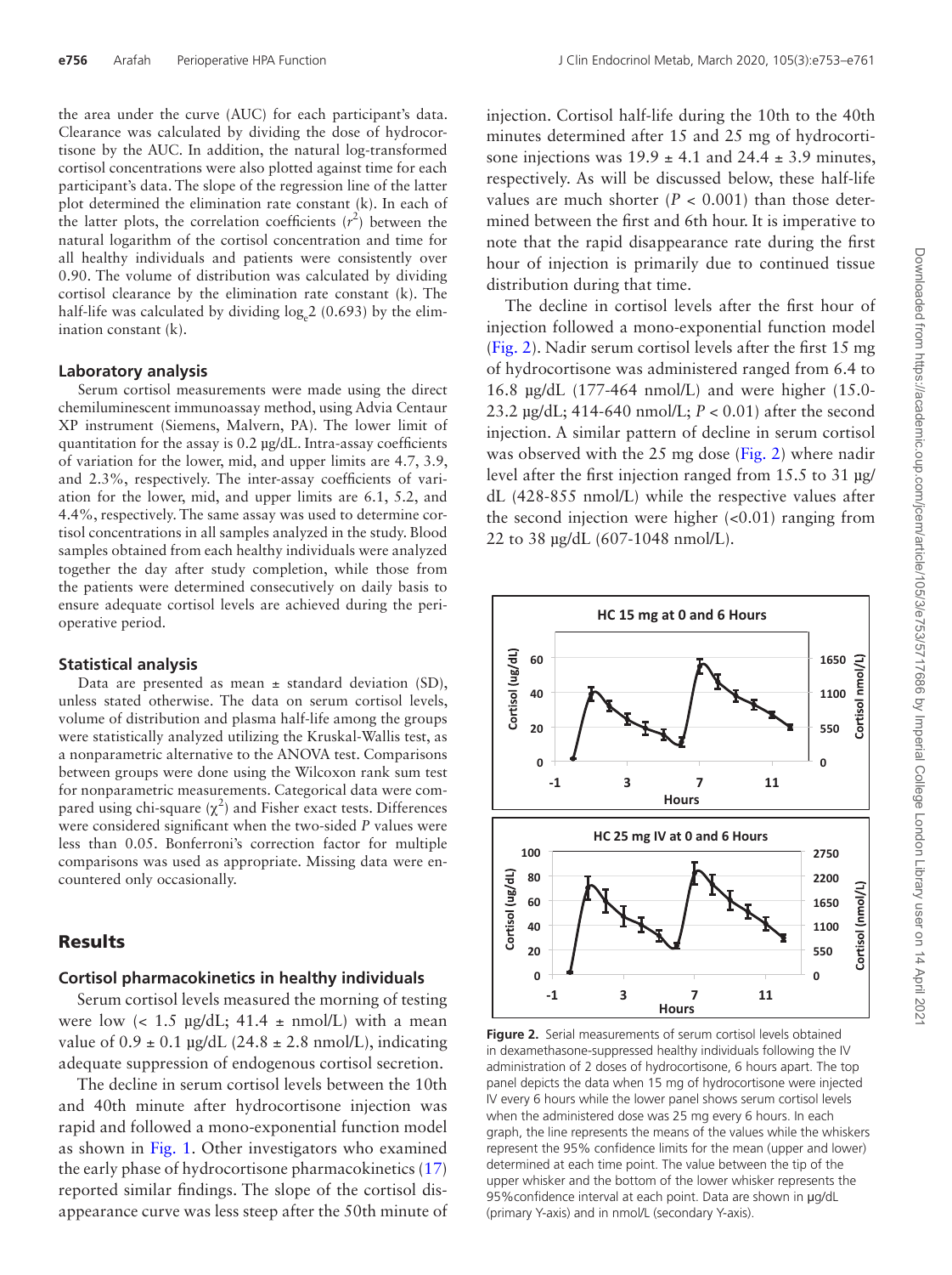the area under the curve (AUC) for each participant's data. Clearance was calculated by dividing the dose of hydrocortisone by the AUC. In addition, the natural log-transformed cortisol concentrations were also plotted against time for each participant's data. The slope of the regression line of the latter plot determined the elimination rate constant (k). In each of the latter plots, the correlation coefficients ($r^2$) between the natural logarithm of the cortisol concentration and time for all healthy individuals and patients were consistently over 0.90. The volume of distribution was calculated by dividing cortisol clearance by the elimination rate constant (k). The half-life was calculated by dividing $\log_e 2$ (0.693) by the elimination constant (k).

### Laboratory analysis

Serum cortisol measurements were made using the direct chemiluminescent immunoassay method, using Advia Centaur XP instrument (Siemens, Malvern, PA). The lower limit of quantitation for the assay is 0.2 µg/dL. Intra-assay coefficients of variation for the lower, mid, and upper limits are 4.7, 3.9, and 2.3%, respectively. The inter-assay coefficients of variation for the lower, mid, and upper limits are 6.1, 5.2, and 4.4%, respectively. The same assay was used to determine cortisol concentrations in all samples analyzed in the study. Blood samples obtained from each healthy individuals were analyzed together the day after study completion, while those from the patients were determined consecutively on daily basis to ensure adequate cortisol levels are achieved during the perioperative period.

### Statistical analysis

Data are presented as mean ± standard deviation (SD), unless stated otherwise. The data on serum cortisol levels, volume of distribution and plasma half-life among the groups were statistically analyzed utilizing the Kruskal-Wallis test, as a nonparametric alternative to the ANOVA test. Comparisons between groups were done using the Wilcoxon rank sum test for nonparametric measurements. Categorical data were compared using chi-square ($\chi^2$) and Fisher exact tests. Differences were considered significant when the two-sided *P* values were less than 0.05. Bonferroni's correction factor for multiple comparisons was used as appropriate. Missing data were encountered only occasionally.

## Results

### Cortisol pharmacokinetics in healthy individuals

Serum cortisol levels measured the morning of testing were low (< 1.5 µg/dL; 41.4 ± nmol/L) with a mean value of 0.9 ± 0.1 µg/dL (24.8 ± 2.8 nmol/L), indicating adequate suppression of endogenous cortisol secretion.

The decline in serum cortisol levels between the 10th and 40th minute after hydrocortisone injection was rapid and followed a mono-exponential function model as shown in Fig. 1. Other investigators who examined the early phase of hydrocortisone pharmacokinetics (17) reported similar findings. The slope of the cortisol disappearance curve was less steep after the 50th minute of injection. Cortisol half-life during the 10th to the 40th minutes determined after 15 and 25 mg of hydrocortisone injections was 19.9 ± 4.1 and 24.4 ± 3.9 minutes, respectively. As will be discussed below, these half-life values are much shorter ($P < 0.001$) than those determined between the first and 6th hour. It is imperative to note that the rapid disappearance rate during the first hour of injection is primarily due to continued tissue distribution during that time.

The decline in cortisol levels after the first hour of injection followed a mono-exponential function model (Fig. 2). Nadir serum cortisol levels after the first 15 mg of hydrocortisone was administered ranged from 6.4 to 16.8 µg/dL (177-464 nmol/L) and were higher (15.0-23.2 µg/dL; 414-640 nmol/L; $P < 0.01$) after the second injection. A similar pattern of decline in serum cortisol was observed with the 25 mg dose (Fig. 2) where nadir level after the first injection ranged from 15.5 to 31 µg/dL (428-855 nmol/L) while the respective values after the second injection were higher (<0.01) ranging from 22 to 38 µg/dL (607-1048 nmol/L).

**Figure 2.** Serial measurements of serum cortisol levels obtained in dexamethasone-suppressed healthy individuals following the IV administration of 2 doses of hydrocortisone, 6 hours apart. The top panel depicts the data when 15 mg of hydrocortisone were injected IV every 6 hours while the lower panel shows serum cortisol levels when the administered dose was 25 mg every 6 hours. In each graph, the line represents the means of the values while the whiskers represent the 95% confidence limits for the mean (upper and lower) determined at each time point. The value between the tip of the upper whisker and the bottom of the lower whisker represents the 95%confidence interval at each point. Data are shown in µg/dL (primary Y-axis) and in nmol/L (secondary Y-axis).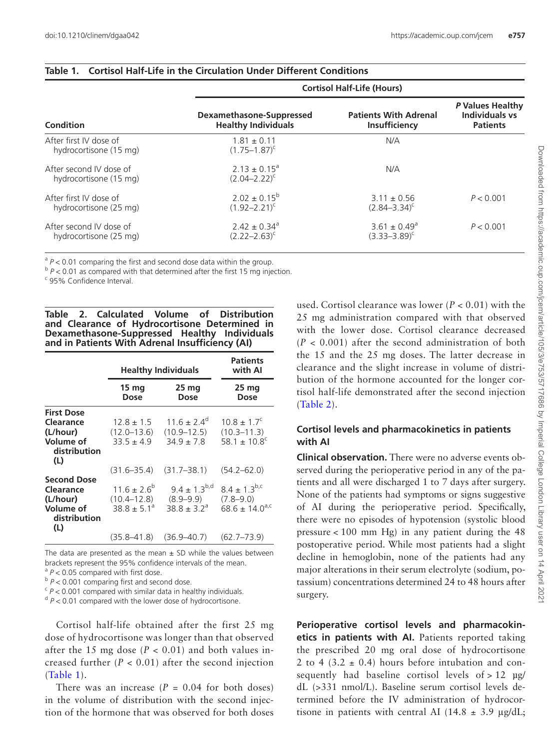**Table 1. Cortisol Half-Life in the Circulation Under Different Conditions**

| Condition | Cortisol Half-Life (Hours) | | |
|---|---|---|---|
| | Dexamethasone-Suppressed Healthy Individuals | Patients With Adrenal Insufficiency | P Values Healthy Individuals vs Patients |
| After first IV dose of hydrocortisone (15 mg) | 1.81 ± 0.11 (1.75–1.87)[c] | N/A | |
| After second IV dose of hydrocortisone (15 mg) | 2.13 ± 0.15[a] (2.04–2.22)[c] | N/A | |
| After first IV dose of hydrocortisone (25 mg) | 2.02 ± 0.15[b] (1.92–2.21)[c] | 3.11 ± 0.56 (2.84–3.34)[c] | $P < 0.001$ |
| After second IV dose of hydrocortisone (25 mg) | 2.42 ± 0.34[a] (2.22–2.63)[c] | 3.61 ± 0.49[a] (3.33–3.89)[c] | $P < 0.001$ |

[a] $P < 0.01$ comparing the first and second dose data within the group.
[b] $P < 0.01$ as compared with that determined after the first 15 mg injection.
[c] 95% Confidence Interval.

**Table 2. Calculated Volume of Distribution and Clearance of Hydrocortisone Determined in Dexamethasone-Suppressed Healthy Individuals and in Patients With Adrenal Insufficiency (AI)**

| | Healthy Individuals | | Patients with AI |
|---|---|---|---|
| | 15 mg Dose | 25 mg Dose | 25 mg Dose |
| **First Dose** | | | |
| **Clearance (L/hour)** | 12.8 ± 1.5 (12.0–13.6) | 11.6 ± 2.4[d] (10.9–12.5) | 10.8 ± 1.7[c] (10.3–11.3) |
| **Volume of distribution (L)** | 33.5 ± 4.9 (31.6–35.4) | 34.9 ± 7.8 (31.7–38.1) | 58.1 ± 10.8[c] (54.2–62.0) |
| **Second Dose** | | | |
| **Clearance (L/hour)** | 11.6 ± 2.6[b] (10.4–12.8) | 9.4 ± 1.3[b,d] (8.9–9.9) | 8.4 ± 1.3[b,c] (7.8–9.0) |
| **Volume of distribution (L)** | 38.8 ± 5.1[a] (35.8–41.8) | 38.8 ± 3.2[a] (36.9–40.7) | 68.6 ± 14.0[a,c] (62.7–73.9) |

The data are presented as the mean ± SD while the values between brackets represent the 95% confidence intervals of the mean.
[a] $P < 0.05$ compared with first dose.
[b] $P < 0.001$ comparing first and second dose.
[c] $P < 0.001$ compared with similar data in healthy individuals.
[d] $P < 0.01$ compared with the lower dose of hydrocortisone.

Cortisol half-life obtained after the first 25 mg dose of hydrocortisone was longer than that observed after the 15 mg dose ($P < 0.01$) and both values increased further ($P < 0.01$) after the second injection (Table 1).

There was an increase ($P = 0.04$ for both doses) in the volume of distribution with the second injection of the hormone that was observed for both doses used. Cortisol clearance was lower ($P < 0.01$) with the 25 mg administration compared with that observed with the lower dose. Cortisol clearance decreased ($P < 0.001$) after the second administration of both the 15 and the 25 mg doses. The latter decrease in clearance and the slight increase in volume of distribution of the hormone accounted for the longer cortisol half-life demonstrated after the second injection (Table 2).

### Cortisol levels and pharmacokinetics in patients with AI

**Clinical observation.** There were no adverse events observed during the perioperative period in any of the patients and all were discharged 1 to 7 days after surgery. None of the patients had symptoms or signs suggestive of AI during the perioperative period. Specifically, there were no episodes of hypotension (systolic blood pressure < 100 mm Hg) in any patient during the 48 postoperative period. While most patients had a slight decline in hemoglobin, none of the patients had any major alterations in their serum electrolyte (sodium, potassium) concentrations determined 24 to 48 hours after surgery.

**Perioperative cortisol levels and pharmacokinetics in patients with AI.** Patients reported taking the prescribed 20 mg oral dose of hydrocortisone 2 to 4 (3.2 ± 0.4) hours before intubation and consequently had baseline cortisol levels of > 12 µg/dL (>331 nmol/L). Baseline serum cortisol levels determined before the IV administration of hydrocortisone in patients with central AI (14.8 ± 3.9 µg/dL;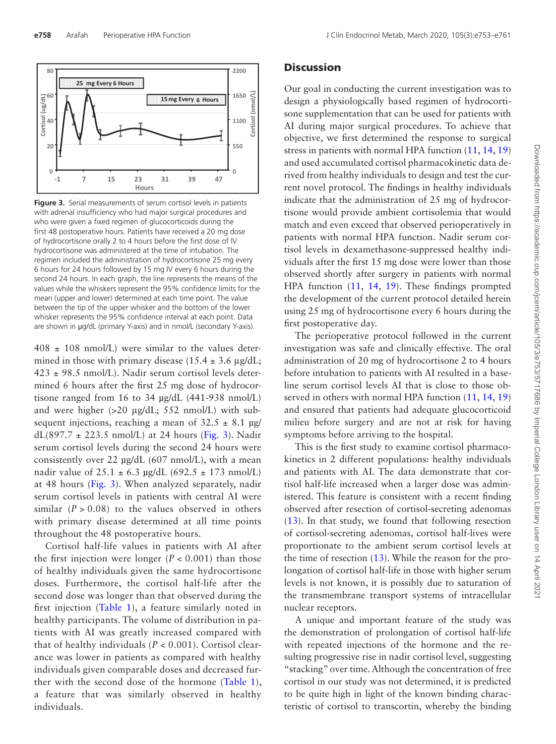Figure 3. Serial measurements of serum cortisol levels in patients with adrenal insufficiency who had major surgical procedures and who were given a fixed regimen of glucocorticoids during the first 48 postoperative hours. Patients have received a 20 mg dose of hydrocortisone orally 2 to 4 hours before the first dose of IV hydrocortisone was administered at the time of intubation. The regimen included the administration of hydrocortisone 25 mg every 6 hours for 24 hours followed by 15 mg IV every 6 hours during the second 24 hours. In each graph, the line represents the means of the values while the whiskers represent the 95% confidence limits for the mean (upper and lower) determined at each time point. The value between the tip of the upper whisker and the bottom of the lower whisker represents the 95% confidence interval at each point. Data are shown in μg/dL (primary Y-axis) and in nmol/L (secondary Y-axis).

408 ± 108 nmol/L) were similar to the values determined in those with primary disease (15.4 ± 3.6 μg/dL; 423 ± 98.5 nmol/L). Nadir serum cortisol levels determined 6 hours after the first 25 mg dose of hydrocortisone ranged from 16 to 34 μg/dL (441-938 nmol/L) and were higher (>20 μg/dL; 552 nmol/L) with subsequent injections, reaching a mean of 32.5 ± 8.1 μg/dL(897.7 ± 223.5 nmol/L) at 24 hours (Fig. 3). Nadir serum cortisol levels during the second 24 hours were consistently over 22 μg/dL (607 nmol/L), with a mean nadir value of 25.1 ± 6.3 μg/dL (692.5 ± 173 nmol/L) at 48 hours (Fig. 3). When analyzed separately, nadir serum cortisol levels in patients with central AI were similar ($P > 0.08$) to the values observed in others with primary disease determined at all time points throughout the 48 postoperative hours.

Cortisol half-life values in patients with AI after the first injection were longer ($P < 0.001$) than those of healthy individuals given the same hydrocortisone doses. Furthermore, the cortisol half-life after the second dose was longer than that observed during the first injection (Table 1), a feature similarly noted in healthy participants. The volume of distribution in patients with AI was greatly increased compared with that of healthy individuals ($P < 0.001$). Cortisol clearance was lower in patients as compared with healthy individuals given comparable doses and decreased further with the second dose of the hormone (Table 1), a feature that was similarly observed in healthy individuals.

## Discussion

Our goal in conducting the current investigation was to design a physiologically based regimen of hydrocortisone supplementation that can be used for patients with AI during major surgical procedures. To achieve that objective, we first determined the response to surgical stress in patients with normal HPA function (11, 14, 19) and used accumulated cortisol pharmacokinetic data derived from healthy individuals to design and test the current novel protocol. The findings in healthy individuals indicate that the administration of 25 mg of hydrocortisone would provide ambient cortisolemia that would match and even exceed that observed perioperatively in patients with normal HPA function. Nadir serum cortisol levels in dexamethasone-suppressed healthy individuals after the first 15 mg dose were lower than those observed shortly after surgery in patients with normal HPA function (11, 14, 19). These findings prompted the development of the current protocol detailed herein using 25 mg of hydrocortisone every 6 hours during the first postoperative day.

The perioperative protocol followed in the current investigation was safe and clinically effective. The oral administration of 20 mg of hydrocortisone 2 to 4 hours before intubation to patients with AI resulted in a baseline serum cortisol levels AI that is close to those observed in others with normal HPA function (11, 14, 19) and ensured that patients had adequate glucocorticoid milieu before surgery and are not at risk for having symptoms before arriving to the hospital.

This is the first study to examine cortisol pharmacokinetics in 2 different populations: healthy individuals and patients with AI. The data demonstrate that cortisol half-life increased when a larger dose was administered. This feature is consistent with a recent finding observed after resection of cortisol-secreting adenomas (13). In that study, we found that following resection of cortisol-secreting adenomas, cortisol half-lives were proportionate to the ambient serum cortisol levels at the time of resection (13). While the reason for the prolongation of cortisol half-life in those with higher serum levels is not known, it is possibly due to saturation of the transmembrane transport systems of intracellular nuclear receptors.

A unique and important feature of the study was the demonstration of prolongation of cortisol half-life with repeated injections of the hormone and the resulting progressive rise in nadir cortisol level, suggesting "stacking" over time. Although the concentration of free cortisol in our study was not determined, it is predicted to be quite high in light of the known binding characteristic of cortisol to transcortin, whereby the binding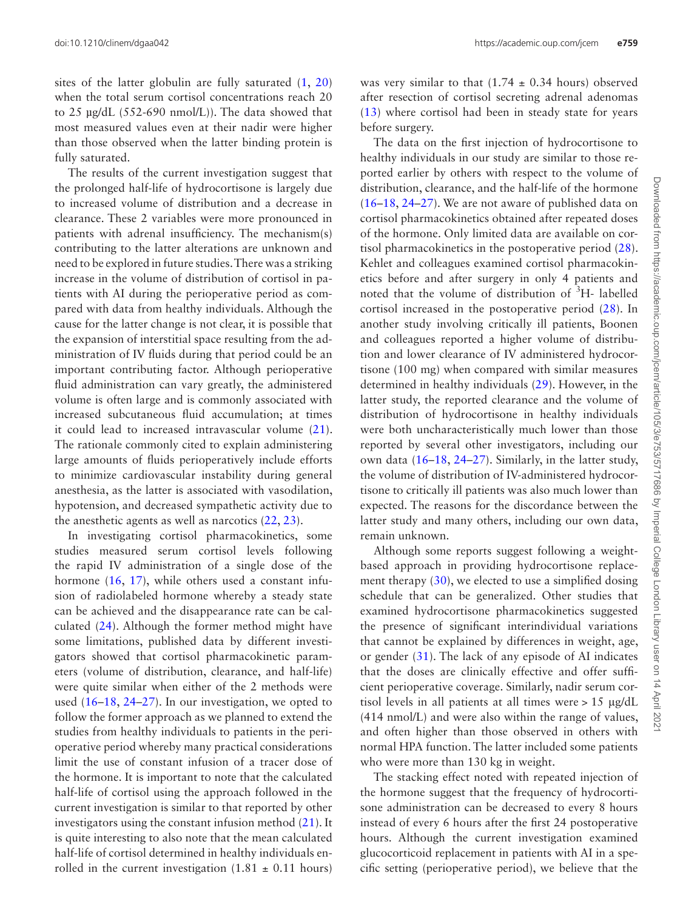sites of the latter globulin are fully saturated ([1], [20]) when the total serum cortisol concentrations reach 20 to 25 µg/dL (552-690 nmol/L)). The data showed that most measured values even at their nadir were higher than those observed when the latter binding protein is fully saturated.

The results of the current investigation suggest that the prolonged half-life of hydrocortisone is largely due to increased volume of distribution and a decrease in clearance. These 2 variables were more pronounced in patients with adrenal insufficiency. The mechanism(s) contributing to the latter alterations are unknown and need to be explored in future studies. There was a striking increase in the volume of distribution of cortisol in patients with AI during the perioperative period as compared with data from healthy individuals. Although the cause for the latter change is not clear, it is possible that the expansion of interstitial space resulting from the administration of IV fluids during that period could be an important contributing factor. Although perioperative fluid administration can vary greatly, the administered volume is often large and is commonly associated with increased subcutaneous fluid accumulation; at times it could lead to increased intravascular volume ([21]). The rationale commonly cited to explain administering large amounts of fluids perioperatively include efforts to minimize cardiovascular instability during general anesthesia, as the latter is associated with vasodilation, hypotension, and decreased sympathetic activity due to the anesthetic agents as well as narcotics ([22], [23]).

In investigating cortisol pharmacokinetics, some studies measured serum cortisol levels following the rapid IV administration of a single dose of the hormone ([16], [17]), while others used a constant infusion of radiolabeled hormone whereby a steady state can be achieved and the disappearance rate can be calculated ([24]). Although the former method might have some limitations, published data by different investigators showed that cortisol pharmacokinetic parameters (volume of distribution, clearance, and half-life) were quite similar when either of the 2 methods were used ([16–18], [24–27]). In our investigation, we opted to follow the former approach as we planned to extend the studies from healthy individuals to patients in the perioperative period whereby many practical considerations limit the use of constant infusion of a tracer dose of the hormone. It is important to note that the calculated half-life of cortisol using the approach followed in the current investigation is similar to that reported by other investigators using the constant infusion method ([21]). It is quite interesting to also note that the mean calculated half-life of cortisol determined in healthy individuals enrolled in the current investigation (1.81 ± 0.11 hours) was very similar to that (1.74 ± 0.34 hours) observed after resection of cortisol secreting adrenal adenomas ([13]) where cortisol had been in steady state for years before surgery.

The data on the first injection of hydrocortisone to healthy individuals in our study are similar to those reported earlier by others with respect to the volume of distribution, clearance, and the half-life of the hormone ([16–18], [24–27]). We are not aware of published data on cortisol pharmacokinetics obtained after repeated doses of the hormone. Only limited data are available on cortisol pharmacokinetics in the postoperative period ([28]). Kehlet and colleagues examined cortisol pharmacokinetics before and after surgery in only 4 patients and noted that the volume of distribution of $^{3}$H- labelled cortisol increased in the postoperative period ([28]). In another study involving critically ill patients, Boonen and colleagues reported a higher volume of distribution and lower clearance of IV administered hydrocortisone (100 mg) when compared with similar measures determined in healthy individuals ([29]). However, in the latter study, the reported clearance and the volume of distribution of hydrocortisone in healthy individuals were both uncharacteristically much lower than those reported by several other investigators, including our own data ([16–18], [24–27]). Similarly, in the latter study, the volume of distribution of IV-administered hydrocortisone to critically ill patients was also much lower than expected. The reasons for the discordance between the latter study and many others, including our own data, remain unknown.

Although some reports suggest following a weight-based approach in providing hydrocortisone replacement therapy ([30]), we elected to use a simplified dosing schedule that can be generalized. Other studies that examined hydrocortisone pharmacokinetics suggested the presence of significant interindividual variations that cannot be explained by differences in weight, age, or gender ([31]). The lack of any episode of AI indicates that the doses are clinically effective and offer sufficient perioperative coverage. Similarly, nadir serum cortisol levels in all patients at all times were > 15 µg/dL (414 nmol/L) and were also within the range of values, and often higher than those observed in others with normal HPA function. The latter included some patients who were more than 130 kg in weight.

The stacking effect noted with repeated injection of the hormone suggest that the frequency of hydrocortisone administration can be decreased to every 8 hours instead of every 6 hours after the first 24 postoperative hours. Although the current investigation examined glucocorticoid replacement in patients with AI in a specific setting (perioperative period), we believe that the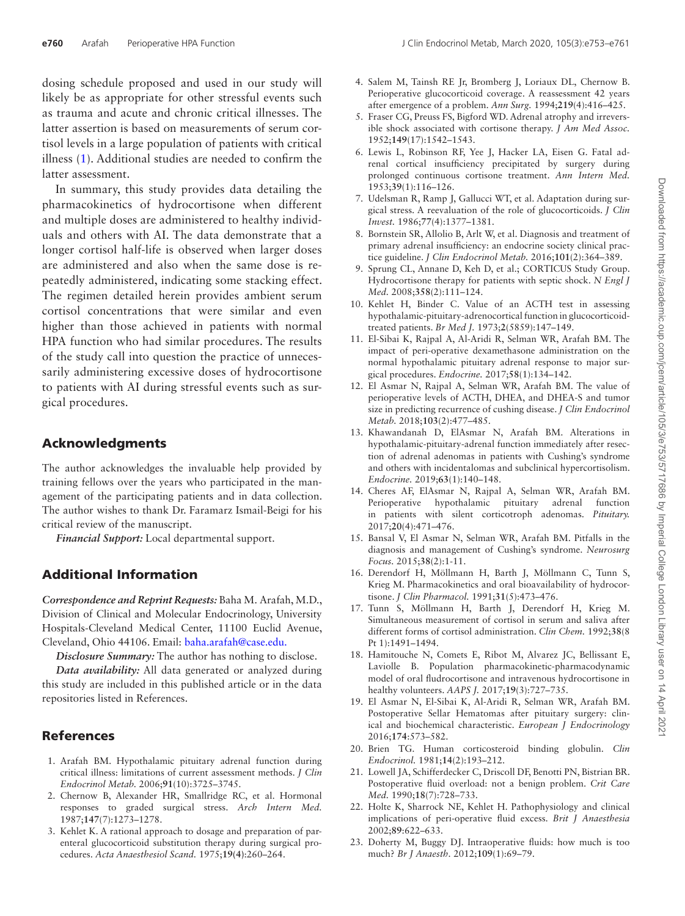dosing schedule proposed and used in our study will likely be as appropriate for other stressful events such as trauma and acute and chronic critical illnesses. The latter assertion is based on measurements of serum cortisol levels in a large population of patients with critical illness (1). Additional studies are needed to confirm the latter assessment.

In summary, this study provides data detailing the pharmacokinetics of hydrocortisone when different and multiple doses are administered to healthy individuals and others with AI. The data demonstrate that a longer cortisol half-life is observed when larger doses are administered and also when the same dose is repeatedly administered, indicating some stacking effect. The regimen detailed herein provides ambient serum cortisol concentrations that were similar and even higher than those achieved in patients with normal HPA function who had similar procedures. The results of the study call into question the practice of unnecessarily administering excessive doses of hydrocortisone to patients with AI during stressful events such as surgical procedures.

## Acknowledgments

The author acknowledges the invaluable help provided by training fellows over the years who participated in the management of the participating patients and in data collection. The author wishes to thank Dr. Faramarz Ismail-Beigi for his critical review of the manuscript.

***Financial Support:*** Local departmental support.

## Additional Information

***Correspondence and Reprint Requests:*** Baha M. Arafah, M.D., Division of Clinical and Molecular Endocrinology, University Hospitals-Cleveland Medical Center, 11100 Euclid Avenue, Cleveland, Ohio 44106. Email: baha.arafah@case.edu.

***Disclosure Summary:*** The author has nothing to disclose.

***Data availability:*** All data generated or analyzed during this study are included in this published article or in the data repositories listed in References.

## References

1. Arafah BM. Hypothalamic pituitary adrenal function during critical illness: limitations of current assessment methods. *J Clin Endocrinol Metab.* 2006;**91**(10):3725–3745.
2. Chernow B, Alexander HR, Smallridge RC, et al. Hormonal responses to graded surgical stress. *Arch Intern Med.* 1987;**147**(7):1273–1278.
3. Kehlet K. A rational approach to dosage and preparation of parenteral glucocorticoid substitution therapy during surgical procedures. *Acta Anaesthesiol Scand.* 1975;**19**(4):260–264.
4. Salem M, Tainsh RE Jr, Bromberg J, Loriaux DL, Chernow B. Perioperative glucocorticoid coverage. A reassessment 42 years after emergence of a problem. *Ann Surg.* 1994;**219**(4):416–425.
5. Fraser CG, Preuss FS, Bigford WD. Adrenal atrophy and irreversible shock associated with cortisone therapy. *J Am Med Assoc.* 1952;**149**(17):1542–1543.
6. Lewis L, Robinson RF, Yee J, Hacker LA, Eisen G. Fatal adrenal cortical insufficiency precipitated by surgery during prolonged continuous cortisone treatment. *Ann Intern Med.* 1953;**39**(1):116–126.
7. Udelsman R, Ramp J, Gallucci WT, et al. Adaptation during surgical stress. A reevaluation of the role of glucocorticoids. *J Clin Invest.* 1986;**77**(4):1377–1381.
8. Bornstein SR, Allolio B, Arlt W, et al. Diagnosis and treatment of primary adrenal insufficiency: an endocrine society clinical practice guideline. *J Clin Endocrinol Metab.* 2016;**101**(2):364–389.
9. Sprung CL, Annane D, Keh D, et al.; CORTICUS Study Group. Hydrocortisone therapy for patients with septic shock. *N Engl J Med.* 2008;**358**(2):111–124.
10. Kehlet H, Binder C. Value of an ACTH test in assessing hypothalamic-pituitary-adrenocortical function in glucocorticoid-treated patients. *Br Med J.* 1973;**2**(5859):147–149.
11. El-Sibai K, Rajpal A, Al-Aridi R, Selman WR, Arafah BM. The impact of peri-operative dexamethasone administration on the normal hypothalamic pituitary adrenal response to major surgical procedures. *Endocrine.* 2017;**58**(1):134–142.
12. El Asmar N, Rajpal A, Selman WR, Arafah BM. The value of perioperative levels of ACTH, DHEA, and DHEA-S and tumor size in predicting recurrence of cushing disease. *J Clin Endocrinol Metab.* 2018;**103**(2):477–485.
13. Khawandanah D, ElAsmar N, Arafah BM. Alterations in hypothalamic-pituitary-adrenal function immediately after resection of adrenal adenomas in patients with Cushing's syndrome and others with incidentalomas and subclinical hypercortisolism. *Endocrine.* 2019;**63**(1):140–148.
14. Cheres AF, ElAsmar N, Rajpal A, Selman WR, Arafah BM. Perioperative hypothalamic pituitary adrenal function in patients with silent corticotroph adenomas. *Pituitary.* 2017;**20**(4):471–476.
15. Bansal V, El Asmar N, Selman WR, Arafah BM. Pitfalls in the diagnosis and management of Cushing's syndrome. *Neurosurg Focus.* 2015;**38**(2):1-11.
16. Derendorf H, Möllmann H, Barth J, Möllmann C, Tunn S, Krieg M. Pharmacokinetics and oral bioavailability of hydrocortisone. *J Clin Pharmacol.* 1991;**31**(5):473–476.
17. Tunn S, Möllmann H, Barth J, Derendorf H, Krieg M. Simultaneous measurement of cortisol in serum and saliva after different forms of cortisol administration. *Clin Chem.* 1992;**38**(8 Pt 1):1491–1494.
18. Hamitouche N, Comets E, Ribot M, Alvarez JC, Bellissant E, Laviolle B. Population pharmacokinetic-pharmacodynamic model of oral fludrocortisone and intravenous hydrocortisone in healthy volunteers. *AAPS J.* 2017;**19**(3):727–735.
19. El Asmar N, El-Sibai K, Al-Aridi R, Selman WR, Arafah BM. Postoperative Sellar Hematomas after pituitary surgery: clinical and biochemical characteristic. *European J Endocrinology* 2016;**174**:573–582.
20. Brien TG. Human corticosteroid binding globulin. *Clin Endocrinol.* 1981;**14**(2):193–212.
21. Lowell JA, Schifferdecker C, Driscoll DF, Benotti PN, Bistrian BR. Postoperative fluid overload: not a benign problem. *Crit Care Med.* 1990;**18**(7):728–733.
22. Holte K, Sharrock NE, Kehlet H. Pathophysiology and clinical implications of peri-operative fluid excess. *Brit J Anaesthesia* 2002;**89**:622–633.
23. Doherty M, Buggy DJ. Intraoperative fluids: how much is too much? *Br J Anaesth.* 2012;**109**(1):69–79.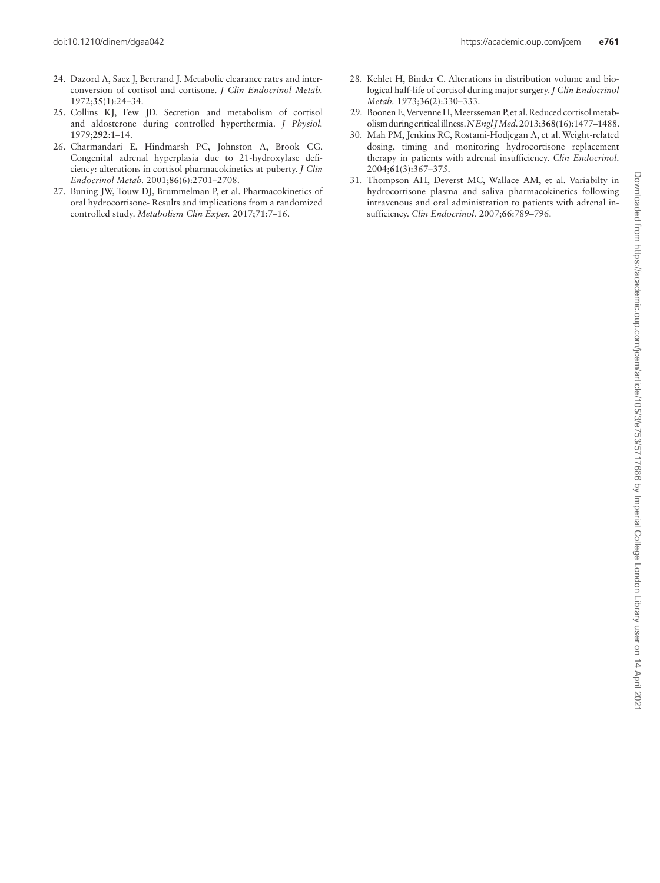24. Dazord A, Saez J, Bertrand J. Metabolic clearance rates and interconversion of cortisol and cortisone. *J Clin Endocrinol Metab.* 1972;**35**(1):24–34.
25. Collins KJ, Few JD. Secretion and metabolism of cortisol and aldosterone during controlled hyperthermia. *J Physiol.* 1979;**292**:1–14.
26. Charmandari E, Hindmarsh PC, Johnston A, Brook CG. Congenital adrenal hyperplasia due to 21-hydroxylase deficiency: alterations in cortisol pharmacokinetics at puberty. *J Clin Endocrinol Metab.* 2001;**86**(6):2701–2708.
27. Buning JW, Touw DJ, Brummelman P, et al. Pharmacokinetics of oral hydrocortisone- Results and implications from a randomized controlled study. *Metabolism Clin Exper.* 2017;**71**:7–16.
28. Kehlet H, Binder C. Alterations in distribution volume and biological half-life of cortisol during major surgery. *J Clin Endocrinol Metab.* 1973;**36**(2):330–333.
29. Boonen E, Vervenne H, Meersseman P, et al. Reduced cortisol metabolism during critical illness. *N Engl J Med.* 2013;**368**(16):1477–1488.
30. Mah PM, Jenkins RC, Rostami-Hodjegan A, et al. Weight-related dosing, timing and monitoring hydrocortisone replacement therapy in patients with adrenal insufficiency. *Clin Endocrinol.* 2004;**61**(3):367–375.
31. Thompson AH, Deverst MC, Wallace AM, et al. Variabilty in hydrocortisone plasma and saliva pharmacokinetics following intravenous and oral administration to patients with adrenal insufficiency. *Clin Endocrinol.* 2007;**66**:789–796.